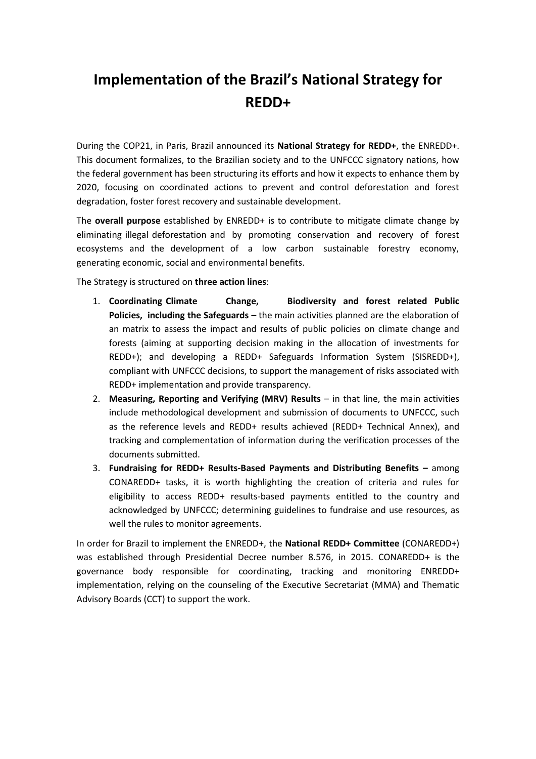# Implementation of the Brazil's National Strategy for REDD+

During the COP21, in Paris, Brazil announced its **National Strategy for REDD+**, the ENREDD+. This document formalizes, to the Brazilian society and to the UNFCCC signatory nations, how the federal government has been structuring its efforts and how it expects to enhance them by 2020, focusing on coordinated actions to prevent and control deforestation and forest degradation, foster forest recovery and sustainable development.

The **overall purpose** established by ENREDD+ is to contribute to mitigate climate change by eliminating illegal deforestation and by promoting conservation and recovery of forest ecosystems and the development of a low carbon sustainable forestry economy, generating economic, social and environmental benefits.

The Strategy is structured on **three action lines**:

1. **Coordinating Climate Change, Biodiversity and forest related Public Policies, including the Safeguards –** the main activities planned are the elaboration of an matrix to assess the impact and results of public policies on climate change and forests (aiming at supporting decision making in the allocation of investments for REDD+); and developing a REDD+ Safeguards Information System (SISREDD+), compliant with UNFCCC decisions, to support the management of risks associated with REDD+ implementation and provide transparency.
2. **Measuring, Reporting and Verifying (MRV) Results** – in that line, the main activities include methodological development and submission of documents to UNFCCC, such as the reference levels and REDD+ results achieved (REDD+ Technical Annex), and tracking and complementation of information during the verification processes of the documents submitted.
3. **Fundraising for REDD+ Results-Based Payments and Distributing Benefits –** among CONAREDD+ tasks, it is worth highlighting the creation of criteria and rules for eligibility to access REDD+ results-based payments entitled to the country and acknowledged by UNFCCC; determining guidelines to fundraise and use resources, as well the rules to monitor agreements.

In order for Brazil to implement the ENREDD+, the **National REDD+ Committee** (CONAREDD+) was established through Presidential Decree number 8.576, in 2015. CONAREDD+ is the governance body responsible for coordinating, tracking and monitoring ENREDD+ implementation, relying on the counseling of the Executive Secretariat (MMA) and Thematic Advisory Boards (CCT) to support the work.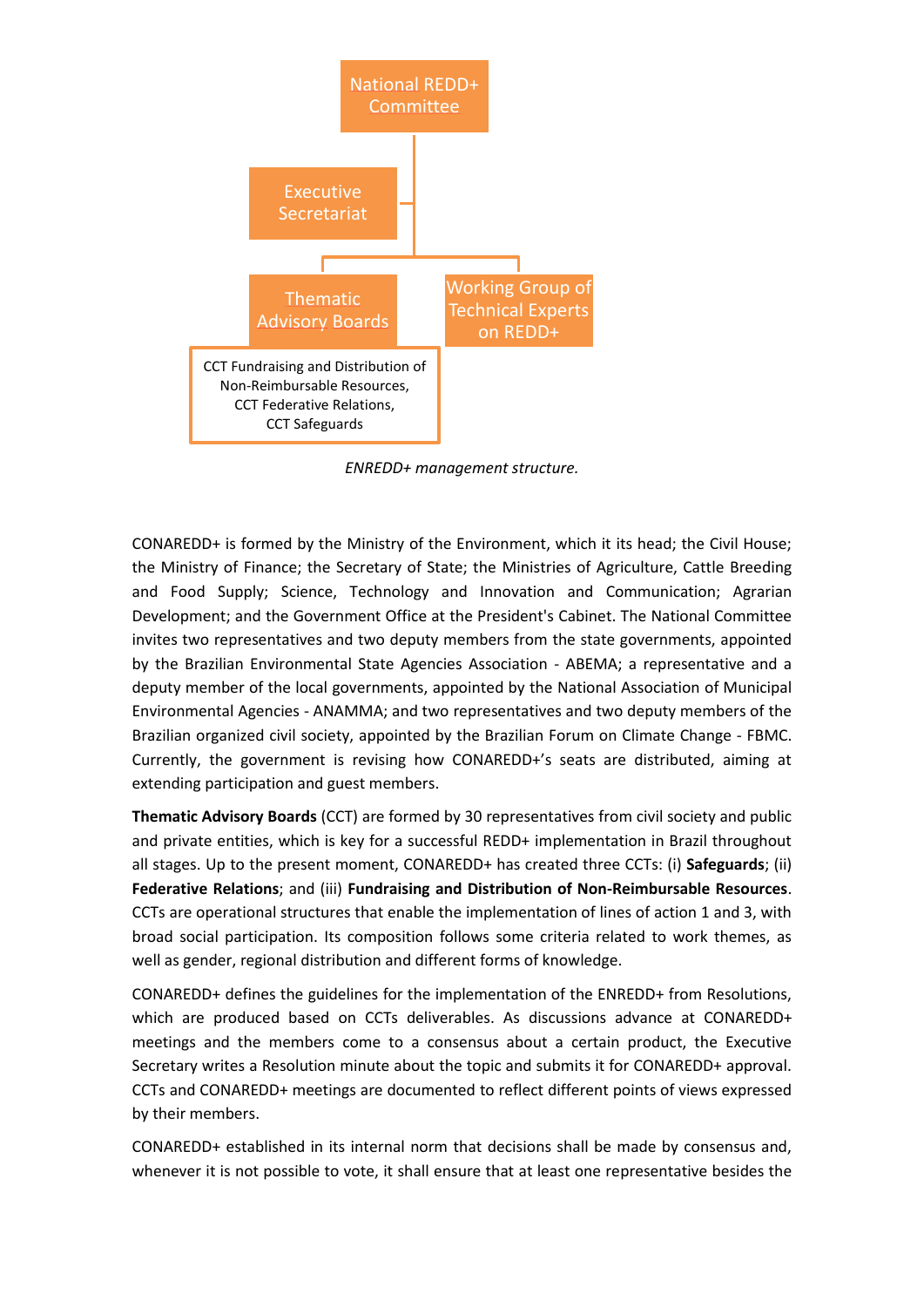National REDD+ Committee

Executive Secretariat

Thematic Advisory Boards

Working Group of Technical Experts on REDD+

CCT Fundraising and Distribution of Non-Reimbursable Resources,
CCT Federative Relations,
CCT Safeguards

*ENREDD+ management structure.*

CONAREDD+ is formed by the Ministry of the Environment, which it its head; the Civil House; the Ministry of Finance; the Secretary of State; the Ministries of Agriculture, Cattle Breeding and Food Supply; Science, Technology and Innovation and Communication; Agrarian Development; and the Government Office at the President's Cabinet. The National Committee invites two representatives and two deputy members from the state governments, appointed by the Brazilian Environmental State Agencies Association - ABEMA; a representative and a deputy member of the local governments, appointed by the National Association of Municipal Environmental Agencies - ANAMMA; and two representatives and two deputy members of the Brazilian organized civil society, appointed by the Brazilian Forum on Climate Change - FBMC. Currently, the government is revising how CONAREDD+'s seats are distributed, aiming at extending participation and guest members.

**Thematic Advisory Boards** (CCT) are formed by 30 representatives from civil society and public and private entities, which is key for a successful REDD+ implementation in Brazil throughout all stages. Up to the present moment, CONAREDD+ has created three CCTs: (i) **Safeguards**; (ii) **Federative Relations**; and (iii) **Fundraising and Distribution of Non-Reimbursable Resources**. CCTs are operational structures that enable the implementation of lines of action 1 and 3, with broad social participation. Its composition follows some criteria related to work themes, as well as gender, regional distribution and different forms of knowledge.

CONAREDD+ defines the guidelines for the implementation of the ENREDD+ from Resolutions, which are produced based on CCTs deliverables. As discussions advance at CONAREDD+ meetings and the members come to a consensus about a certain product, the Executive Secretary writes a Resolution minute about the topic and submits it for CONAREDD+ approval. CCTs and CONAREDD+ meetings are documented to reflect different points of views expressed by their members.

CONAREDD+ established in its internal norm that decisions shall be made by consensus and, whenever it is not possible to vote, it shall ensure that at least one representative besides the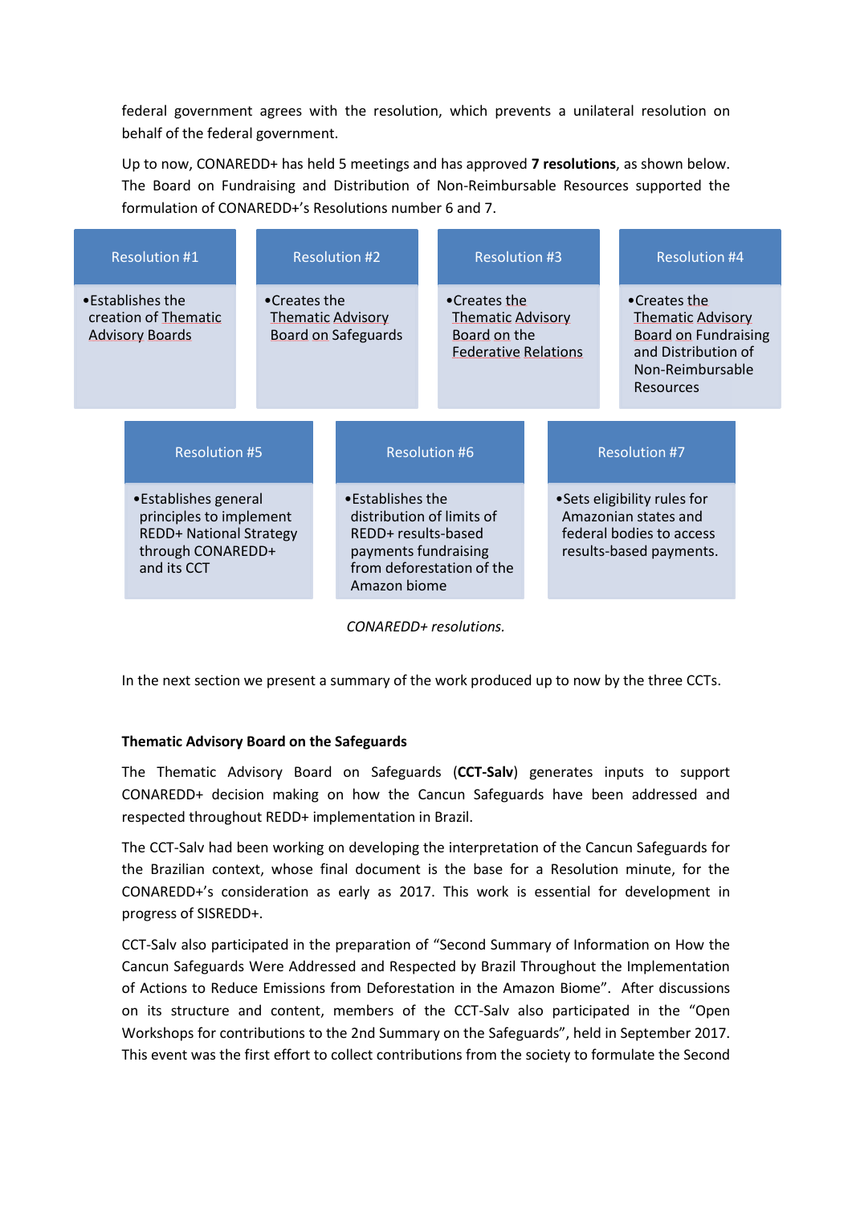federal government agrees with the resolution, which prevents a unilateral resolution on behalf of the federal government.

Up to now, CONAREDD+ has held 5 meetings and has approved **7 resolutions**, as shown below. The Board on Fundraising and Distribution of Non-Reimbursable Resources supported the formulation of CONAREDD+'s Resolutions number 6 and 7.

| Resolution #1 | Resolution #2 | Resolution #3 | Resolution #4 |
|---|---|---|---|
| • Establishes the creation of Thematic Advisory Boards | • Creates the Thematic Advisory Board on Safeguards | • Creates the Thematic Advisory Board on the Federative Relations | • Creates the Thematic Advisory Board on Fundraising and Distribution of Non-Reimbursable Resources |

| Resolution #5 | Resolution #6 | Resolution #7 |
|---|---|---|
| • Establishes general principles to implement REDD+ National Strategy through CONAREDD+ and its CCT | • Establishes the distribution of limits of REDD+ results-based payments fundraising from deforestation of the Amazon biome | • Sets eligibility rules for Amazonian states and federal bodies to access results-based payments. |

*CONAREDD+ resolutions.*

In the next section we present a summary of the work produced up to now by the three CCTs.

**Thematic Advisory Board on the Safeguards**

The Thematic Advisory Board on Safeguards (**CCT-Salv**) generates inputs to support CONAREDD+ decision making on how the Cancun Safeguards have been addressed and respected throughout REDD+ implementation in Brazil.

The CCT-Salv had been working on developing the interpretation of the Cancun Safeguards for the Brazilian context, whose final document is the base for a Resolution minute, for the CONAREDD+'s consideration as early as 2017. This work is essential for development in progress of SISREDD+.

CCT-Salv also participated in the preparation of "Second Summary of Information on How the Cancun Safeguards Were Addressed and Respected by Brazil Throughout the Implementation of Actions to Reduce Emissions from Deforestation in the Amazon Biome". After discussions on its structure and content, members of the CCT-Salv also participated in the "Open Workshops for contributions to the 2nd Summary on the Safeguards", held in September 2017. This event was the first effort to collect contributions from the society to formulate the Second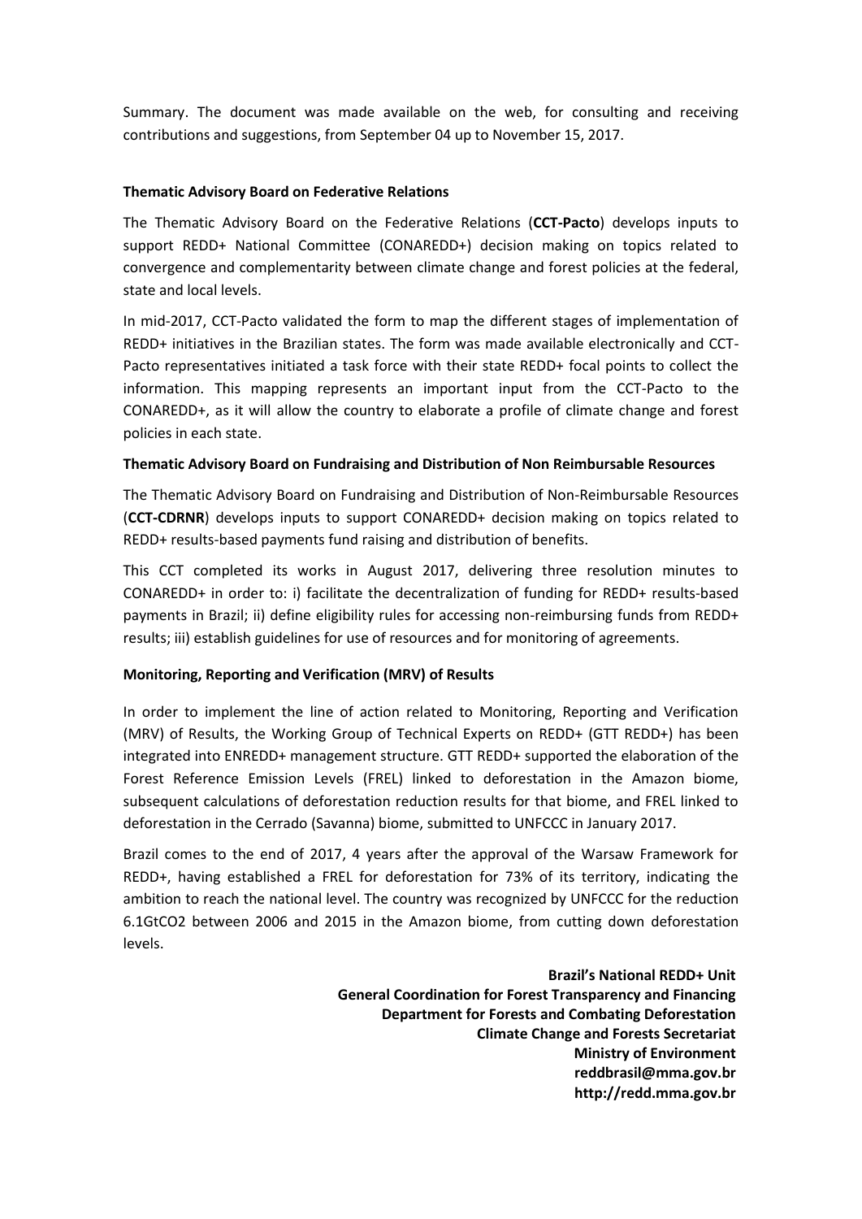Summary. The document was made available on the web, for consulting and receiving contributions and suggestions, from September 04 up to November 15, 2017.

**Thematic Advisory Board on Federative Relations**

The Thematic Advisory Board on the Federative Relations (**CCT-Pacto**) develops inputs to support REDD+ National Committee (CONAREDD+) decision making on topics related to convergence and complementarity between climate change and forest policies at the federal, state and local levels.

In mid-2017, CCT-Pacto validated the form to map the different stages of implementation of REDD+ initiatives in the Brazilian states. The form was made available electronically and CCT-Pacto representatives initiated a task force with their state REDD+ focal points to collect the information. This mapping represents an important input from the CCT-Pacto to the CONAREDD+, as it will allow the country to elaborate a profile of climate change and forest policies in each state.

**Thematic Advisory Board on Fundraising and Distribution of Non Reimbursable Resources**

The Thematic Advisory Board on Fundraising and Distribution of Non-Reimbursable Resources (**CCT-CDRNR**) develops inputs to support CONAREDD+ decision making on topics related to REDD+ results-based payments fund raising and distribution of benefits.

This CCT completed its works in August 2017, delivering three resolution minutes to CONAREDD+ in order to: i) facilitate the decentralization of funding for REDD+ results-based payments in Brazil; ii) define eligibility rules for accessing non-reimbursing funds from REDD+ results; iii) establish guidelines for use of resources and for monitoring of agreements.

**Monitoring, Reporting and Verification (MRV) of Results**

In order to implement the line of action related to Monitoring, Reporting and Verification (MRV) of Results, the Working Group of Technical Experts on REDD+ (GTT REDD+) has been integrated into ENREDD+ management structure. GTT REDD+ supported the elaboration of the Forest Reference Emission Levels (FREL) linked to deforestation in the Amazon biome, subsequent calculations of deforestation reduction results for that biome, and FREL linked to deforestation in the Cerrado (Savanna) biome, submitted to UNFCCC in January 2017.

Brazil comes to the end of 2017, 4 years after the approval of the Warsaw Framework for REDD+, having established a FREL for deforestation for 73% of its territory, indicating the ambition to reach the national level. The country was recognized by UNFCCC for the reduction 6.1Gt$CO_2$ between 2006 and 2015 in the Amazon biome, from cutting down deforestation levels.

**Brazil's National REDD+ Unit**
**General Coordination for Forest Transparency and Financing**
**Department for Forests and Combating Deforestation**
**Climate Change and Forests Secretariat**
**Ministry of Environment**
**reddbrasil@mma.gov.br**
**http://redd.mma.gov.br**